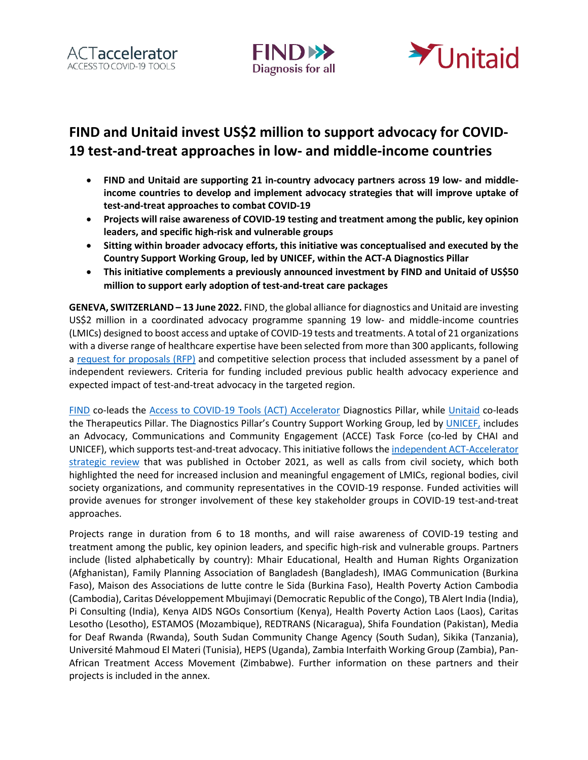# FIND and Unitaid invest US$2 million to support advocacy for COVID-19 test-and-treat approaches in low- and middle-income countries

- **FIND and Unitaid are supporting 21 in-country advocacy partners across 19 low- and middle-income countries to develop and implement advocacy strategies that will improve uptake of test-and-treat approaches to combat COVID-19**
- **Projects will raise awareness of COVID-19 testing and treatment among the public, key opinion leaders, and specific high-risk and vulnerable groups**
- **Sitting within broader advocacy efforts, this initiative was conceptualised and executed by the Country Support Working Group, led by UNICEF, within the ACT-A Diagnostics Pillar**
- **This initiative complements a previously announced investment by FIND and Unitaid of US$50 million to support early adoption of test-and-treat care packages**

**GENEVA, SWITZERLAND – 13 June 2022.** FIND, the global alliance for diagnostics and Unitaid are investing US$2 million in a coordinated advocacy programme spanning 19 low- and middle-income countries (LMICs) designed to boost access and uptake of COVID-19 tests and treatments. A total of 21 organizations with a diverse range of healthcare expertise have been selected from more than 300 applicants, following a request for proposals (RFP) and competitive selection process that included assessment by a panel of independent reviewers. Criteria for funding included previous public health advocacy experience and expected impact of test-and-treat advocacy in the targeted region.

FIND co-leads the Access to COVID-19 Tools (ACT) Accelerator Diagnostics Pillar, while Unitaid co-leads the Therapeutics Pillar. The Diagnostics Pillar's Country Support Working Group, led by UNICEF, includes an Advocacy, Communications and Community Engagement (ACCE) Task Force (co-led by CHAI and UNICEF), which supports test-and-treat advocacy. This initiative follows the independent ACT-Accelerator strategic review that was published in October 2021, as well as calls from civil society, which both highlighted the need for increased inclusion and meaningful engagement of LMICs, regional bodies, civil society organizations, and community representatives in the COVID-19 response. Funded activities will provide avenues for stronger involvement of these key stakeholder groups in COVID-19 test-and-treat approaches.

Projects range in duration from 6 to 18 months, and will raise awareness of COVID-19 testing and treatment among the public, key opinion leaders, and specific high-risk and vulnerable groups. Partners include (listed alphabetically by country): Mhair Educational, Health and Human Rights Organization (Afghanistan), Family Planning Association of Bangladesh (Bangladesh), IMAG Communication (Burkina Faso), Maison des Associations de lutte contre le Sida (Burkina Faso), Health Poverty Action Cambodia (Cambodia), Caritas Développement Mbujimayi (Democratic Republic of the Congo), TB Alert India (India), Pi Consulting (India), Kenya AIDS NGOs Consortium (Kenya), Health Poverty Action Laos (Laos), Caritas Lesotho (Lesotho), ESTAMOS (Mozambique), REDTRANS (Nicaragua), Shifa Foundation (Pakistan), Media for Deaf Rwanda (Rwanda), South Sudan Community Change Agency (South Sudan), Sikika (Tanzania), Université Mahmoud El Materi (Tunisia), HEPS (Uganda), Zambia Interfaith Working Group (Zambia), Pan-African Treatment Access Movement (Zimbabwe). Further information on these partners and their projects is included in the annex.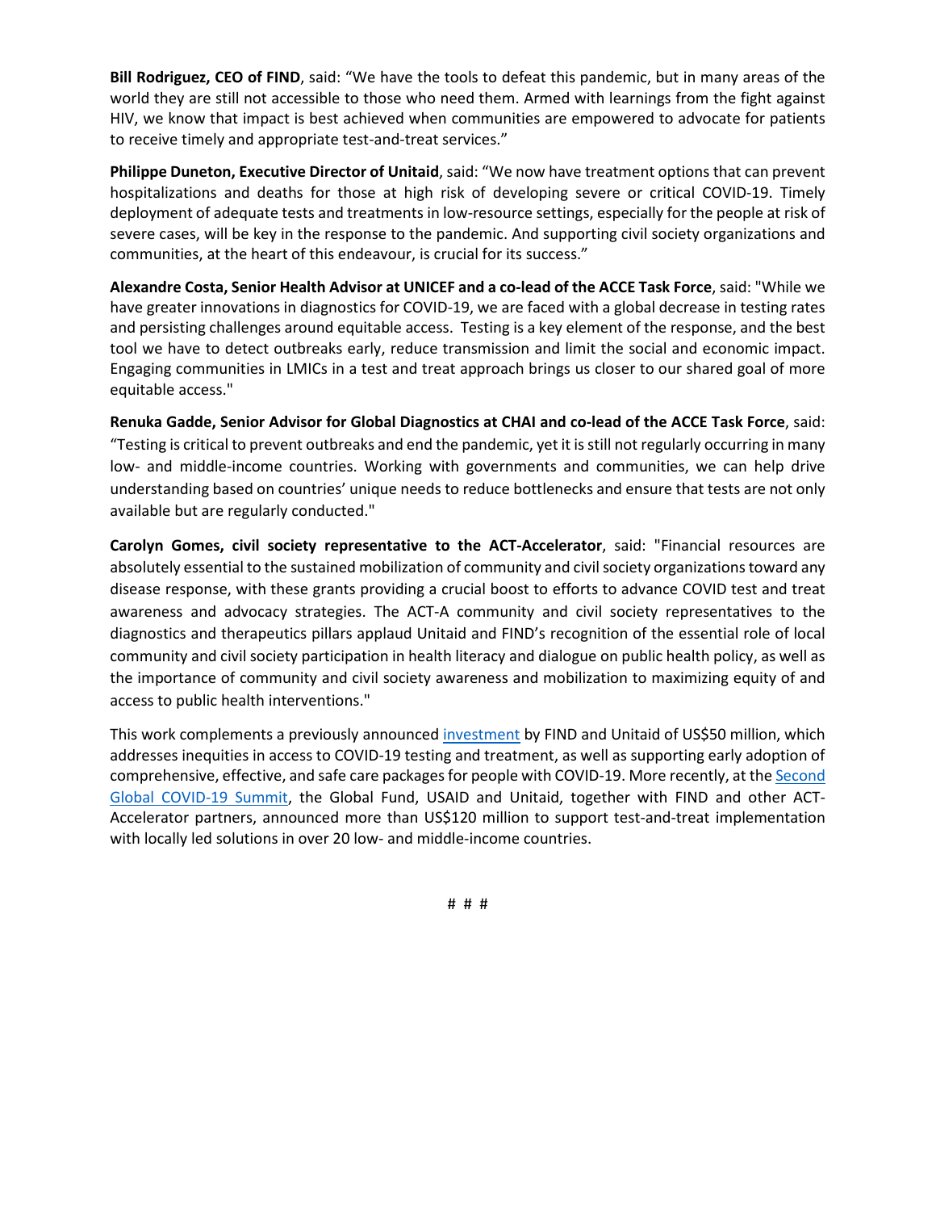**Bill Rodriguez, CEO of FIND**, said: "We have the tools to defeat this pandemic, but in many areas of the world they are still not accessible to those who need them. Armed with learnings from the fight against HIV, we know that impact is best achieved when communities are empowered to advocate for patients to receive timely and appropriate test-and-treat services."

**Philippe Duneton, Executive Director of Unitaid**, said: "We now have treatment options that can prevent hospitalizations and deaths for those at high risk of developing severe or critical COVID-19. Timely deployment of adequate tests and treatments in low-resource settings, especially for the people at risk of severe cases, will be key in the response to the pandemic. And supporting civil society organizations and communities, at the heart of this endeavour, is crucial for its success."

**Alexandre Costa, Senior Health Advisor at UNICEF and a co-lead of the ACCE Task Force**, said: "While we have greater innovations in diagnostics for COVID-19, we are faced with a global decrease in testing rates and persisting challenges around equitable access. Testing is a key element of the response, and the best tool we have to detect outbreaks early, reduce transmission and limit the social and economic impact. Engaging communities in LMICs in a test and treat approach brings us closer to our shared goal of more equitable access."

**Renuka Gadde, Senior Advisor for Global Diagnostics at CHAI and co-lead of the ACCE Task Force**, said: "Testing is critical to prevent outbreaks and end the pandemic, yet it is still not regularly occurring in many low- and middle-income countries. Working with governments and communities, we can help drive understanding based on countries' unique needs to reduce bottlenecks and ensure that tests are not only available but are regularly conducted."

**Carolyn Gomes, civil society representative to the ACT-Accelerator**, said: "Financial resources are absolutely essential to the sustained mobilization of community and civil society organizations toward any disease response, with these grants providing a crucial boost to efforts to advance COVID test and treat awareness and advocacy strategies. The ACT-A community and civil society representatives to the diagnostics and therapeutics pillars applaud Unitaid and FIND's recognition of the essential role of local community and civil society participation in health literacy and dialogue on public health policy, as well as the importance of community and civil society awareness and mobilization to maximizing equity of and access to public health interventions."

This work complements a previously announced investment by FIND and Unitaid of US$50 million, which addresses inequities in access to COVID-19 testing and treatment, as well as supporting early adoption of comprehensive, effective, and safe care packages for people with COVID-19. More recently, at the Second Global COVID-19 Summit, the Global Fund, USAID and Unitaid, together with FIND and other ACT-Accelerator partners, announced more than US$120 million to support test-and-treat implementation with locally led solutions in over 20 low- and middle-income countries.

# # #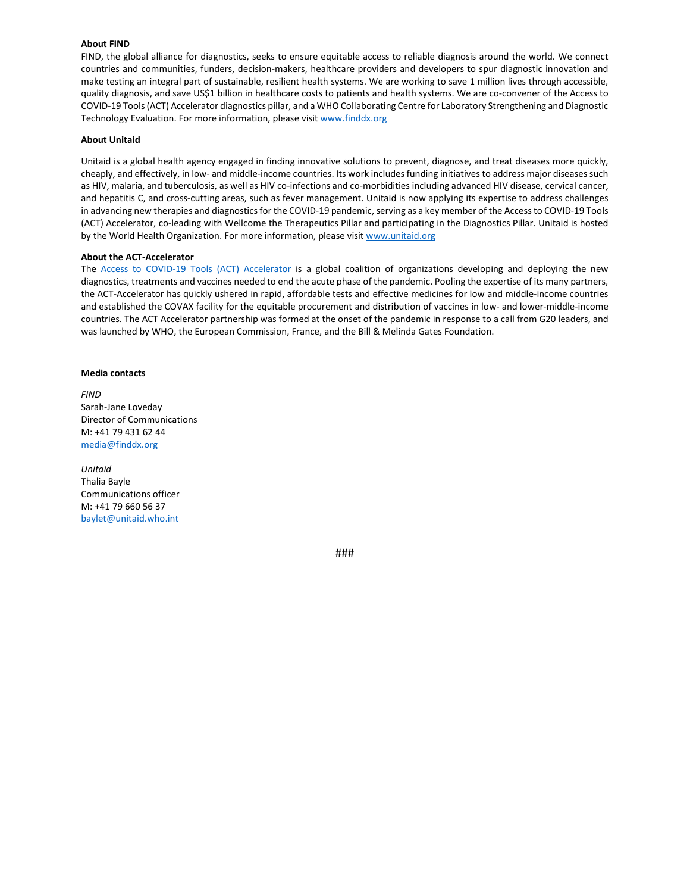**About FIND**

FIND, the global alliance for diagnostics, seeks to ensure equitable access to reliable diagnosis around the world. We connect countries and communities, funders, decision-makers, healthcare providers and developers to spur diagnostic innovation and make testing an integral part of sustainable, resilient health systems. We are working to save 1 million lives through accessible, quality diagnosis, and save US$1 billion in healthcare costs to patients and health systems. We are co-convener of the Access to COVID-19 Tools (ACT) Accelerator diagnostics pillar, and a WHO Collaborating Centre for Laboratory Strengthening and Diagnostic Technology Evaluation. For more information, please visit [www.finddx.org](www.finddx.org)

**About Unitaid**

Unitaid is a global health agency engaged in finding innovative solutions to prevent, diagnose, and treat diseases more quickly, cheaply, and effectively, in low- and middle-income countries. Its work includes funding initiatives to address major diseases such as HIV, malaria, and tuberculosis, as well as HIV co-infections and co-morbidities including advanced HIV disease, cervical cancer, and hepatitis C, and cross-cutting areas, such as fever management. Unitaid is now applying its expertise to address challenges in advancing new therapies and diagnostics for the COVID-19 pandemic, serving as a key member of the Access to COVID-19 Tools (ACT) Accelerator, co-leading with Wellcome the Therapeutics Pillar and participating in the Diagnostics Pillar. Unitaid is hosted by the World Health Organization. For more information, please visit [www.unitaid.org](www.unitaid.org)

**About the ACT-Accelerator**

The Access to COVID-19 Tools (ACT) Accelerator is a global coalition of organizations developing and deploying the new diagnostics, treatments and vaccines needed to end the acute phase of the pandemic. Pooling the expertise of its many partners, the ACT-Accelerator has quickly ushered in rapid, affordable tests and effective medicines for low and middle-income countries and established the COVAX facility for the equitable procurement and distribution of vaccines in low- and lower-middle-income countries. The ACT Accelerator partnership was formed at the onset of the pandemic in response to a call from G20 leaders, and was launched by WHO, the European Commission, France, and the Bill & Melinda Gates Foundation.

**Media contacts**

*FIND*
Sarah-Jane Loveday
Director of Communications
M: +41 79 431 62 44
media@finddx.org

*Unitaid*
Thalia Bayle
Communications officer
M: +41 79 660 56 37
baylet@unitaid.who.int

###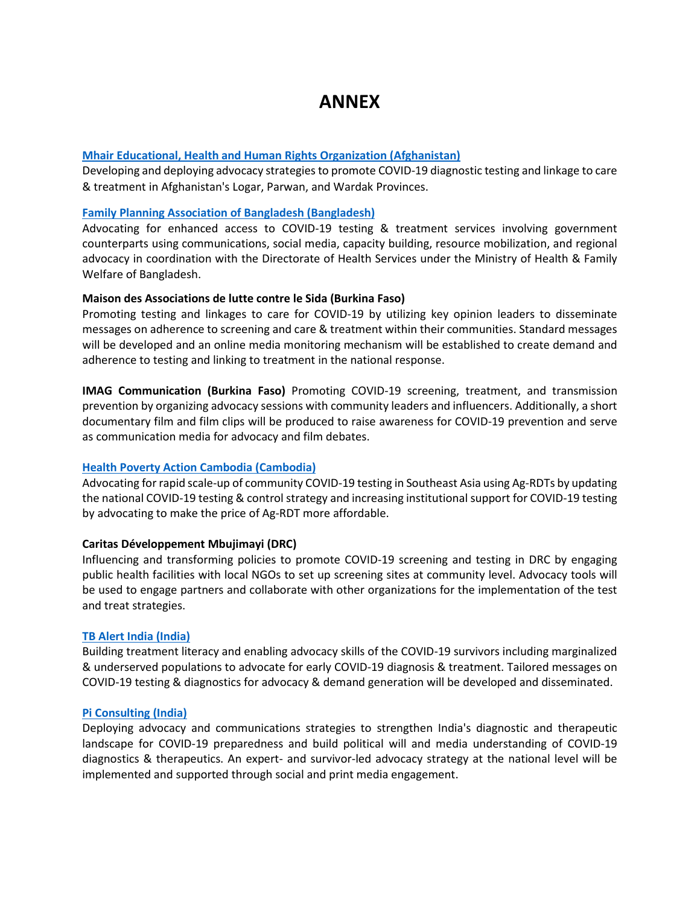# ANNEX

**Mhair Educational, Health and Human Rights Organization (Afghanistan)**
Developing and deploying advocacy strategies to promote COVID-19 diagnostic testing and linkage to care & treatment in Afghanistan's Logar, Parwan, and Wardak Provinces.

**Family Planning Association of Bangladesh (Bangladesh)**
Advocating for enhanced access to COVID-19 testing & treatment services involving government counterparts using communications, social media, capacity building, resource mobilization, and regional advocacy in coordination with the Directorate of Health Services under the Ministry of Health & Family Welfare of Bangladesh.

**Maison des Associations de lutte contre le Sida (Burkina Faso)**
Promoting testing and linkages to care for COVID-19 by utilizing key opinion leaders to disseminate messages on adherence to screening and care & treatment within their communities. Standard messages will be developed and an online media monitoring mechanism will be established to create demand and adherence to testing and linking to treatment in the national response.

**IMAG Communication (Burkina Faso)** Promoting COVID-19 screening, treatment, and transmission prevention by organizing advocacy sessions with community leaders and influencers. Additionally, a short documentary film and film clips will be produced to raise awareness for COVID-19 prevention and serve as communication media for advocacy and film debates.

**Health Poverty Action Cambodia (Cambodia)**
Advocating for rapid scale-up of community COVID-19 testing in Southeast Asia using Ag-RDTs by updating the national COVID-19 testing & control strategy and increasing institutional support for COVID-19 testing by advocating to make the price of Ag-RDT more affordable.

**Caritas Développement Mbujimayi (DRC)**
Influencing and transforming policies to promote COVID-19 screening and testing in DRC by engaging public health facilities with local NGOs to set up screening sites at community level. Advocacy tools will be used to engage partners and collaborate with other organizations for the implementation of the test and treat strategies.

**TB Alert India (India)**
Building treatment literacy and enabling advocacy skills of the COVID-19 survivors including marginalized & underserved populations to advocate for early COVID-19 diagnosis & treatment. Tailored messages on COVID-19 testing & diagnostics for advocacy & demand generation will be developed and disseminated.

**Pi Consulting (India)**
Deploying advocacy and communications strategies to strengthen India's diagnostic and therapeutic landscape for COVID-19 preparedness and build political will and media understanding of COVID-19 diagnostics & therapeutics. An expert- and survivor-led advocacy strategy at the national level will be implemented and supported through social and print media engagement.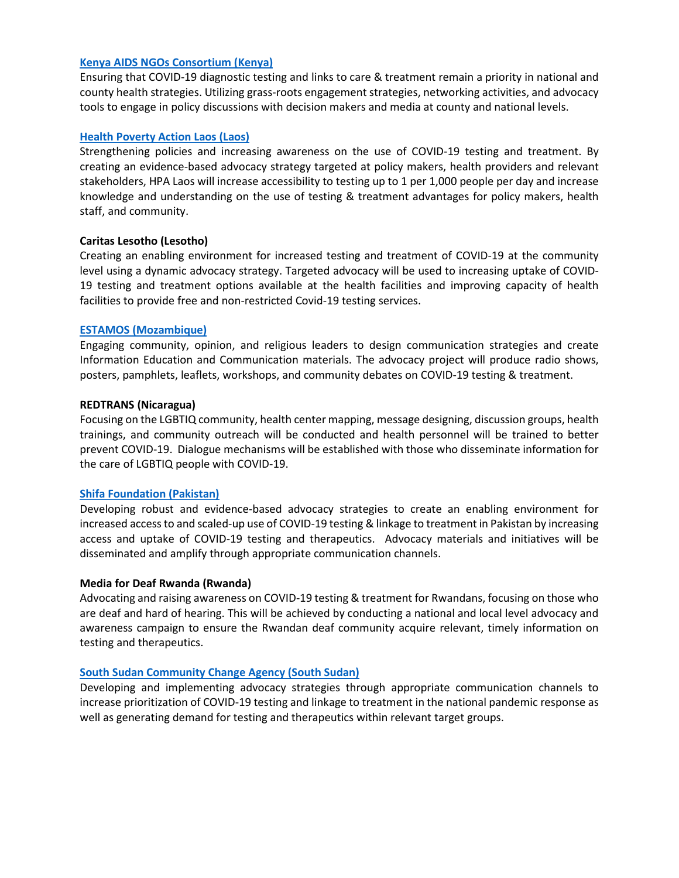**Kenya AIDS NGOs Consortium (Kenya)**

Ensuring that COVID-19 diagnostic testing and links to care & treatment remain a priority in national and county health strategies. Utilizing grass-roots engagement strategies, networking activities, and advocacy tools to engage in policy discussions with decision makers and media at county and national levels.

**Health Poverty Action Laos (Laos)**

Strengthening policies and increasing awareness on the use of COVID-19 testing and treatment. By creating an evidence-based advocacy strategy targeted at policy makers, health providers and relevant stakeholders, HPA Laos will increase accessibility to testing up to 1 per 1,000 people per day and increase knowledge and understanding on the use of testing & treatment advantages for policy makers, health staff, and community.

**Caritas Lesotho (Lesotho)**

Creating an enabling environment for increased testing and treatment of COVID-19 at the community level using a dynamic advocacy strategy. Targeted advocacy will be used to increasing uptake of COVID-19 testing and treatment options available at the health facilities and improving capacity of health facilities to provide free and non-restricted Covid-19 testing services.

**ESTAMOS (Mozambique)**

Engaging community, opinion, and religious leaders to design communication strategies and create Information Education and Communication materials. The advocacy project will produce radio shows, posters, pamphlets, leaflets, workshops, and community debates on COVID-19 testing & treatment.

**REDTRANS (Nicaragua)**

Focusing on the LGBTIQ community, health center mapping, message designing, discussion groups, health trainings, and community outreach will be conducted and health personnel will be trained to better prevent COVID-19. Dialogue mechanisms will be established with those who disseminate information for the care of LGBTIQ people with COVID-19.

**Shifa Foundation (Pakistan)**

Developing robust and evidence-based advocacy strategies to create an enabling environment for increased access to and scaled-up use of COVID-19 testing & linkage to treatment in Pakistan by increasing access and uptake of COVID-19 testing and therapeutics. Advocacy materials and initiatives will be disseminated and amplify through appropriate communication channels.

**Media for Deaf Rwanda (Rwanda)**

Advocating and raising awareness on COVID-19 testing & treatment for Rwandans, focusing on those who are deaf and hard of hearing. This will be achieved by conducting a national and local level advocacy and awareness campaign to ensure the Rwandan deaf community acquire relevant, timely information on testing and therapeutics.

**South Sudan Community Change Agency (South Sudan)**

Developing and implementing advocacy strategies through appropriate communication channels to increase prioritization of COVID-19 testing and linkage to treatment in the national pandemic response as well as generating demand for testing and therapeutics within relevant target groups.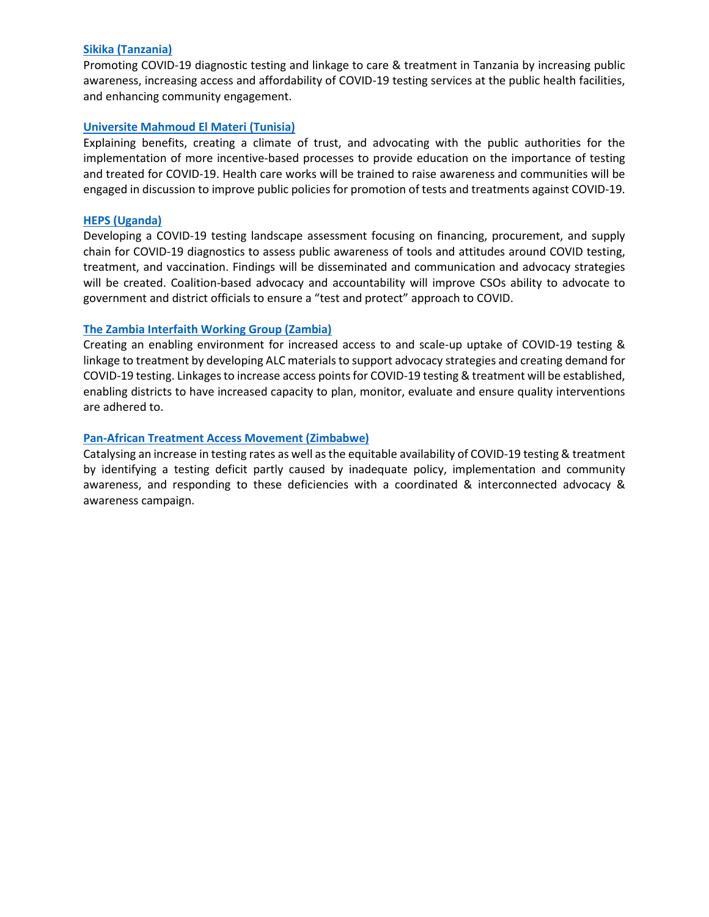**Sikika (Tanzania)**

Promoting COVID-19 diagnostic testing and linkage to care & treatment in Tanzania by increasing public awareness, increasing access and affordability of COVID-19 testing services at the public health facilities, and enhancing community engagement.

**Universite Mahmoud El Materi (Tunisia)**

Explaining benefits, creating a climate of trust, and advocating with the public authorities for the implementation of more incentive-based processes to provide education on the importance of testing and treated for COVID-19. Health care works will be trained to raise awareness and communities will be engaged in discussion to improve public policies for promotion of tests and treatments against COVID-19.

**HEPS (Uganda)**

Developing a COVID-19 testing landscape assessment focusing on financing, procurement, and supply chain for COVID-19 diagnostics to assess public awareness of tools and attitudes around COVID testing, treatment, and vaccination. Findings will be disseminated and communication and advocacy strategies will be created. Coalition-based advocacy and accountability will improve CSOs ability to advocate to government and district officials to ensure a "test and protect" approach to COVID.

**The Zambia Interfaith Working Group (Zambia)**

Creating an enabling environment for increased access to and scale-up uptake of COVID-19 testing & linkage to treatment by developing ALC materials to support advocacy strategies and creating demand for COVID-19 testing. Linkages to increase access points for COVID-19 testing & treatment will be established, enabling districts to have increased capacity to plan, monitor, evaluate and ensure quality interventions are adhered to.

**Pan-African Treatment Access Movement (Zimbabwe)**

Catalysing an increase in testing rates as well as the equitable availability of COVID-19 testing & treatment by identifying a testing deficit partly caused by inadequate policy, implementation and community awareness, and responding to these deficiencies with a coordinated & interconnected advocacy & awareness campaign.